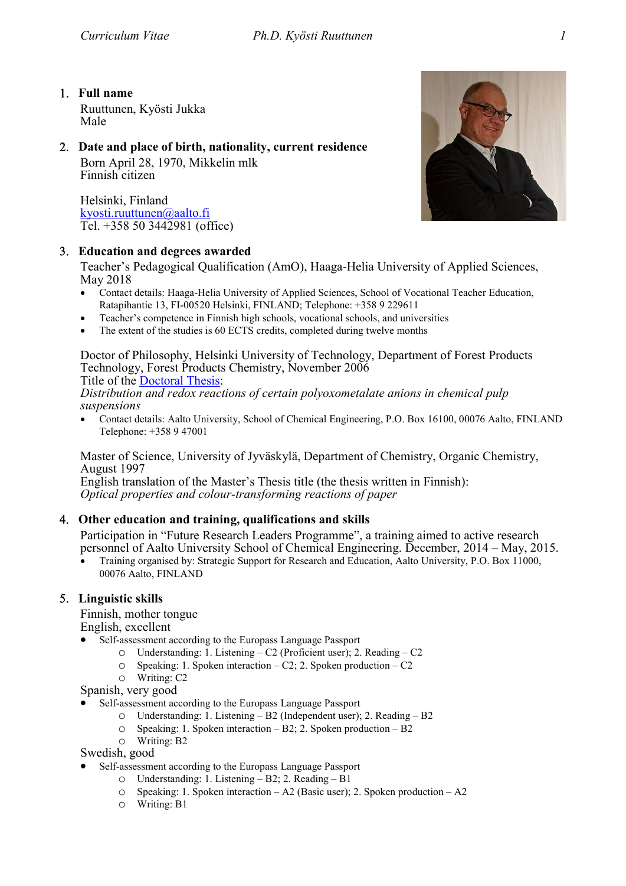1. **Full name**

   Ruuttunen, Kyösti Jukka
   Male

2. **Date and place of birth, nationality, current residence**

   Born April 28, 1970, Mikkelin mlk
   Finnish citizen

   Helsinki, Finland
   [kyosti.ruuttunen@aalto.fi](mailto:kyosti.ruuttunen@aalto.fi)
   Tel. +358 50 3442981 (office)

3. **Education and degrees awarded**

   Teacher's Pedagogical Qualification (AmO), Haaga-Helia University of Applied Sciences, May 2018

   - Contact details: Haaga-Helia University of Applied Sciences, School of Vocational Teacher Education, Ratapihantie 13, FI-00520 Helsinki, FINLAND; Telephone: +358 9 229611
   - Teacher's competence in Finnish high schools, vocational schools, and universities
   - The extent of the studies is 60 ECTS credits, completed during twelve months

   Doctor of Philosophy, Helsinki University of Technology, Department of Forest Products Technology, Forest Products Chemistry, November 2006
   Title of the Doctoral Thesis:
   *Distribution and redox reactions of certain polyoxometalate anions in chemical pulp suspensions*

   - Contact details: Aalto University, School of Chemical Engineering, P.O. Box 16100, 00076 Aalto, FINLAND Telephone: +358 9 47001

   Master of Science, University of Jyväskylä, Department of Chemistry, Organic Chemistry, August 1997
   English translation of the Master's Thesis title (the thesis written in Finnish):
   *Optical properties and colour-transforming reactions of paper*

4. **Other education and training, qualifications and skills**

   Participation in "Future Research Leaders Programme", a training aimed to active research personnel of Aalto University School of Chemical Engineering. December, 2014 – May, 2015.

   - Training organised by: Strategic Support for Research and Education, Aalto University, P.O. Box 11000, 00076 Aalto, FINLAND

5. **Linguistic skills**

   Finnish, mother tongue
   English, excellent

   - Self-assessment according to the Europass Language Passport
     - Understanding: 1. Listening – C2 (Proficient user); 2. Reading – C2
     - Speaking: 1. Spoken interaction – C2; 2. Spoken production – C2
     - Writing: C2

   Spanish, very good

   - Self-assessment according to the Europass Language Passport
     - Understanding: 1. Listening – B2 (Independent user); 2. Reading – B2
     - Speaking: 1. Spoken interaction – B2; 2. Spoken production – B2
     - Writing: B2

   Swedish, good

   - Self-assessment according to the Europass Language Passport
     - Understanding: 1. Listening – B2; 2. Reading – B1
     - Speaking: 1. Spoken interaction – A2 (Basic user); 2. Spoken production – A2
     - Writing: B1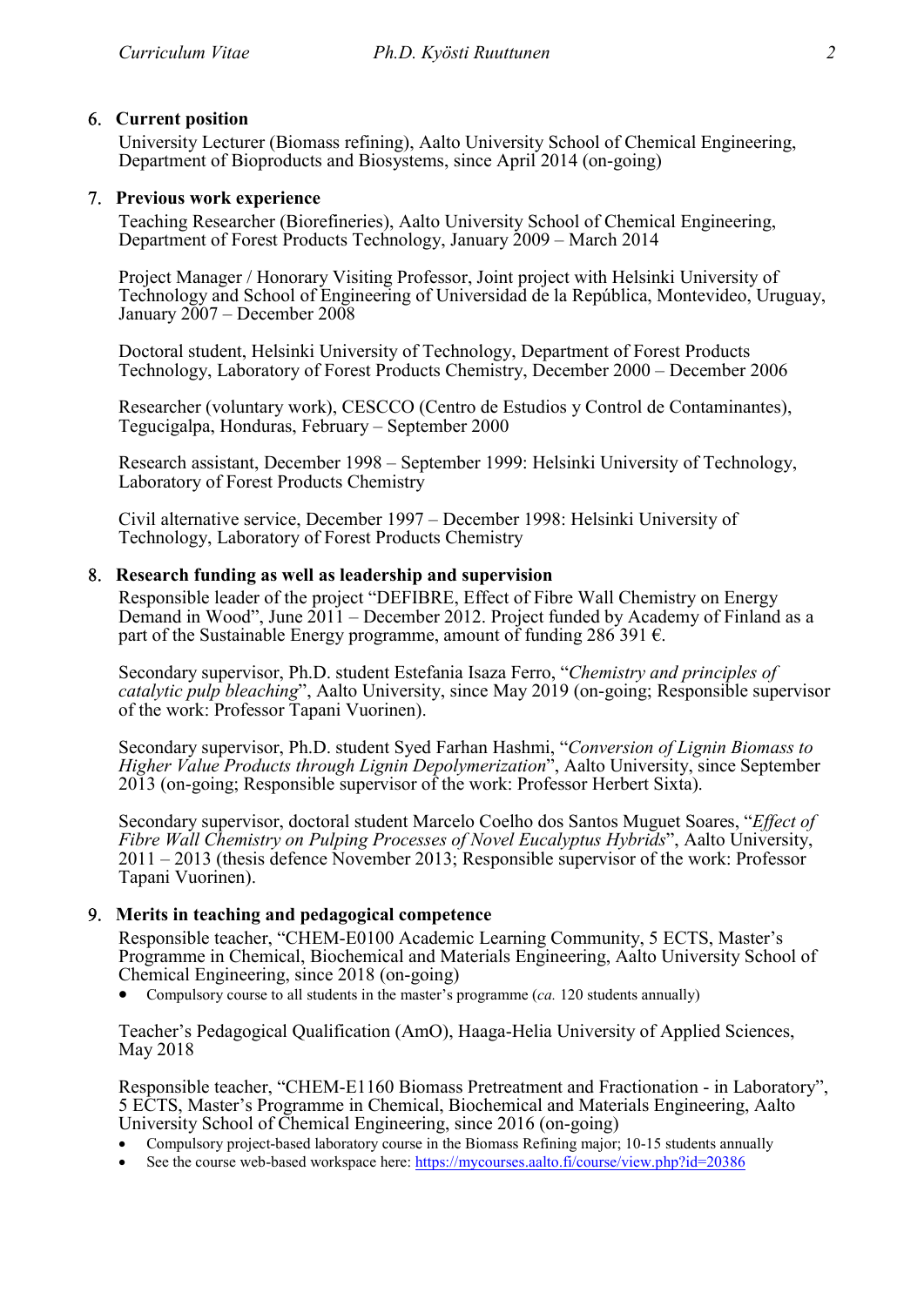## 6. Current position

University Lecturer (Biomass refining), Aalto University School of Chemical Engineering, Department of Bioproducts and Biosystems, since April 2014 (on-going)

## 7. Previous work experience

Teaching Researcher (Biorefineries), Aalto University School of Chemical Engineering, Department of Forest Products Technology, January 2009 – March 2014

Project Manager / Honorary Visiting Professor, Joint project with Helsinki University of Technology and School of Engineering of Universidad de la República, Montevideo, Uruguay, January 2007 – December 2008

Doctoral student, Helsinki University of Technology, Department of Forest Products Technology, Laboratory of Forest Products Chemistry, December 2000 – December 2006

Researcher (voluntary work), CESCCO (Centro de Estudios y Control de Contaminantes), Tegucigalpa, Honduras, February – September 2000

Research assistant, December 1998 – September 1999: Helsinki University of Technology, Laboratory of Forest Products Chemistry

Civil alternative service, December 1997 – December 1998: Helsinki University of Technology, Laboratory of Forest Products Chemistry

## 8. Research funding as well as leadership and supervision

Responsible leader of the project "DEFIBRE, Effect of Fibre Wall Chemistry on Energy Demand in Wood", June 2011 – December 2012. Project funded by Academy of Finland as a part of the Sustainable Energy programme, amount of funding 286 391 €.

Secondary supervisor, Ph.D. student Estefania Isaza Ferro, "*Chemistry and principles of catalytic pulp bleaching*", Aalto University, since May 2019 (on-going; Responsible supervisor of the work: Professor Tapani Vuorinen).

Secondary supervisor, Ph.D. student Syed Farhan Hashmi, "*Conversion of Lignin Biomass to Higher Value Products through Lignin Depolymerization*", Aalto University, since September 2013 (on-going; Responsible supervisor of the work: Professor Herbert Sixta).

Secondary supervisor, doctoral student Marcelo Coelho dos Santos Muguet Soares, "*Effect of Fibre Wall Chemistry on Pulping Processes of Novel Eucalyptus Hybrids*", Aalto University, 2011 – 2013 (thesis defence November 2013; Responsible supervisor of the work: Professor Tapani Vuorinen).

## 9. Merits in teaching and pedagogical competence

Responsible teacher, "CHEM-E0100 Academic Learning Community, 5 ECTS, Master's Programme in Chemical, Biochemical and Materials Engineering, Aalto University School of Chemical Engineering, since 2018 (on-going)

- Compulsory course to all students in the master's programme (*ca.* 120 students annually)

Teacher's Pedagogical Qualification (AmO), Haaga-Helia University of Applied Sciences, May 2018

Responsible teacher, "CHEM-E1160 Biomass Pretreatment and Fractionation - in Laboratory", 5 ECTS, Master's Programme in Chemical, Biochemical and Materials Engineering, Aalto University School of Chemical Engineering, since 2016 (on-going)

- Compulsory project-based laboratory course in the Biomass Refining major; 10-15 students annually
- See the course web-based workspace here: https://mycourses.aalto.fi/course/view.php?id=20386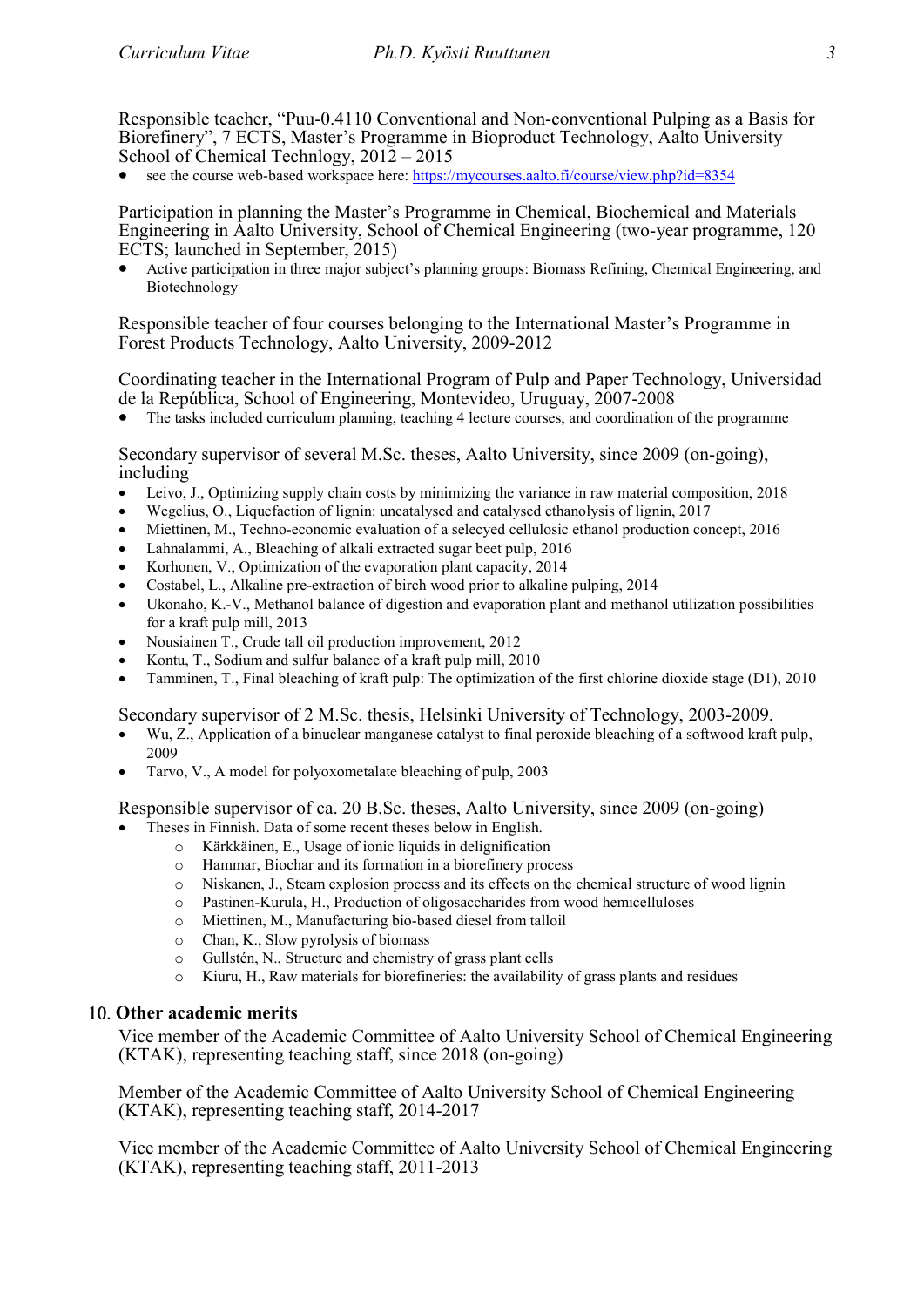Responsible teacher, “Puu-0.4110 Conventional and Non-conventional Pulping as a Basis for Biorefinery”, 7 ECTS, Master’s Programme in Bioproduct Technology, Aalto University School of Chemical Technlogy, 2012 – 2015

- see the course web-based workspace here: https://mycourses.aalto.fi/course/view.php?id=8354

Participation in planning the Master’s Programme in Chemical, Biochemical and Materials Engineering in Aalto University, School of Chemical Engineering (two-year programme, 120 ECTS; launched in September, 2015)

- Active participation in three major subject’s planning groups: Biomass Refining, Chemical Engineering, and Biotechnology

Responsible teacher of four courses belonging to the International Master’s Programme in Forest Products Technology, Aalto University, 2009-2012

Coordinating teacher in the International Program of Pulp and Paper Technology, Universidad de la República, School of Engineering, Montevideo, Uruguay, 2007-2008

- The tasks included curriculum planning, teaching 4 lecture courses, and coordination of the programme

Secondary supervisor of several M.Sc. theses, Aalto University, since 2009 (on-going), including

- Leivo, J., Optimizing supply chain costs by minimizing the variance in raw material composition, 2018
- Wegelius, O., Liquefaction of lignin: uncatalysed and catalysed ethanolysis of lignin, 2017
- Miettinen, M., Techno-economic evaluation of a selecyed cellulosic ethanol production concept, 2016
- Lahnalammi, A., Bleaching of alkali extracted sugar beet pulp, 2016
- Korhonen, V., Optimization of the evaporation plant capacity, 2014
- Costabel, L., Alkaline pre-extraction of birch wood prior to alkaline pulping, 2014
- Ukonaho, K.-V., Methanol balance of digestion and evaporation plant and methanol utilization possibilities for a kraft pulp mill, 2013
- Nousiainen T., Crude tall oil production improvement, 2012
- Kontu, T., Sodium and sulfur balance of a kraft pulp mill, 2010
- Tamminen, T., Final bleaching of kraft pulp: The optimization of the first chlorine dioxide stage (D1), 2010

Secondary supervisor of 2 M.Sc. thesis, Helsinki University of Technology, 2003-2009.

- Wu, Z., Application of a binuclear manganese catalyst to final peroxide bleaching of a softwood kraft pulp, 2009
- Tarvo, V., A model for polyoxometalate bleaching of pulp, 2003

Responsible supervisor of ca. 20 B.Sc. theses, Aalto University, since 2009 (on-going)

- Theses in Finnish. Data of some recent theses below in English.
    - Kärkkäinen, E., Usage of ionic liquids in delignification
    - Hammar, Biochar and its formation in a biorefinery process
    - Niskanen, J., Steam explosion process and its effects on the chemical structure of wood lignin
    - Pastinen-Kurula, H., Production of oligosaccharides from wood hemicelluloses
    - Miettinen, M., Manufacturing bio-based diesel from talloil
    - Chan, K., Slow pyrolysis of biomass
    - Gullstén, N., Structure and chemistry of grass plant cells
    - Kiuru, H., Raw materials for biorefineries: the availability of grass plants and residues

## 10. Other academic merits

Vice member of the Academic Committee of Aalto University School of Chemical Engineering (KTAK), representing teaching staff, since 2018 (on-going)

Member of the Academic Committee of Aalto University School of Chemical Engineering (KTAK), representing teaching staff, 2014-2017

Vice member of the Academic Committee of Aalto University School of Chemical Engineering (KTAK), representing teaching staff, 2011-2013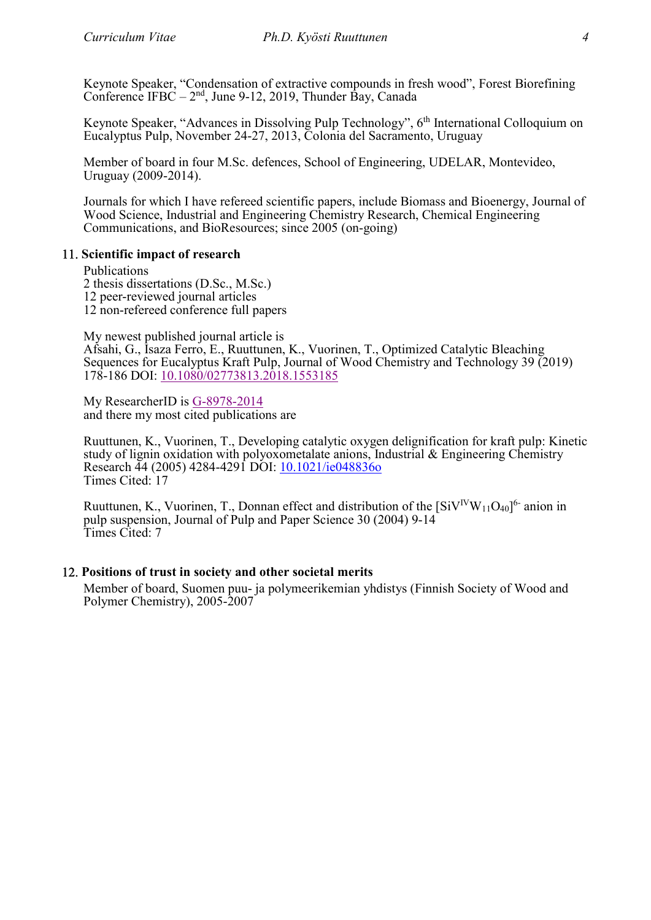Keynote Speaker, "Condensation of extractive compounds in fresh wood", Forest Biorefining Conference IFBC – 2nd, June 9-12, 2019, Thunder Bay, Canada

Keynote Speaker, "Advances in Dissolving Pulp Technology", 6th International Colloquium on Eucalyptus Pulp, November 24-27, 2013, Colonia del Sacramento, Uruguay

Member of board in four M.Sc. defences, School of Engineering, UDELAR, Montevideo, Uruguay (2009-2014).

Journals for which I have refereed scientific papers, include Biomass and Bioenergy, Journal of Wood Science, Industrial and Engineering Chemistry Research, Chemical Engineering Communications, and BioResources; since 2005 (on-going)

## 11. Scientific impact of research

Publications
2 thesis dissertations (D.Sc., M.Sc.)
12 peer-reviewed journal articles
12 non-refereed conference full papers

My newest published journal article is
Afsahi, G., Isaza Ferro, E., Ruuttunen, K., Vuorinen, T., Optimized Catalytic Bleaching Sequences for Eucalyptus Kraft Pulp, Journal of Wood Chemistry and Technology 39 (2019) 178-186 DOI: 10.1080/02773813.2018.1553185

My ResearcherID is G-8978-2014
and there my most cited publications are

Ruuttunen, K., Vuorinen, T., Developing catalytic oxygen delignification for kraft pulp: Kinetic study of lignin oxidation with polyoxometalate anions, Industrial & Engineering Chemistry Research 44 (2005) 4284-4291 DOI: 10.1021/ie048836o
Times Cited: 17

Ruuttunen, K., Vuorinen, T., Donnan effect and distribution of the $[SiV^{IV}W_{11}O_{40}]^{6-}$ anion in pulp suspension, Journal of Pulp and Paper Science 30 (2004) 9-14
Times Cited: 7

## 12. Positions of trust in society and other societal merits

Member of board, Suomen puu- ja polymeerikemian yhdistys (Finnish Society of Wood and Polymer Chemistry), 2005-2007